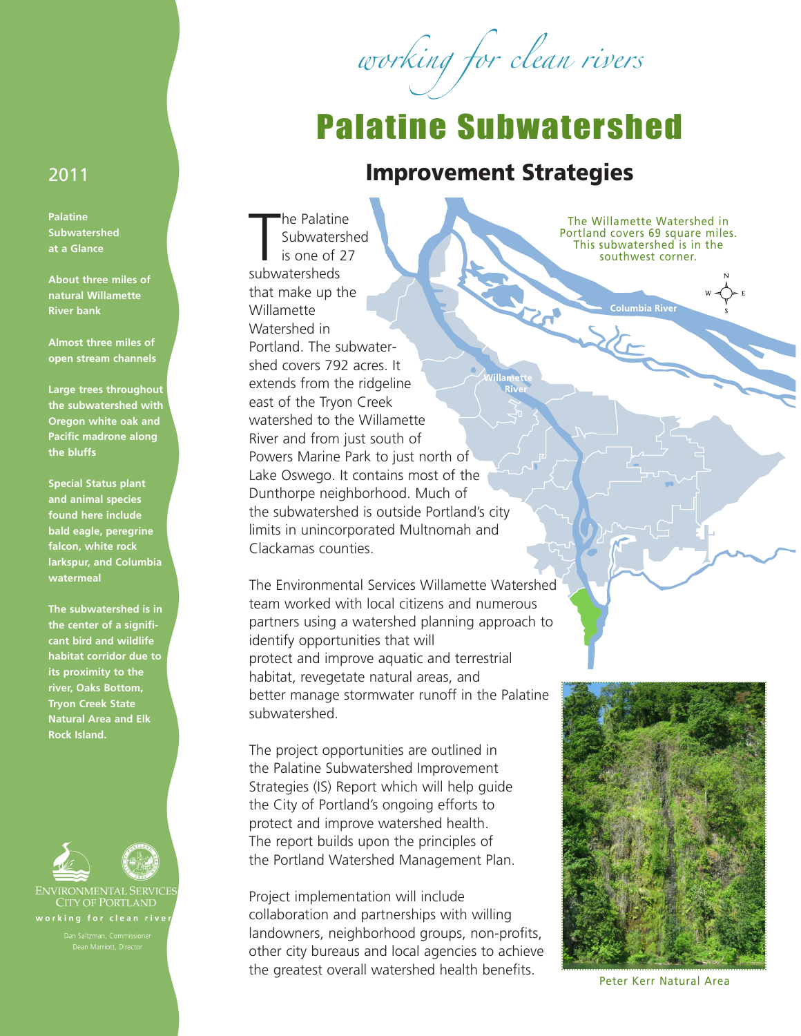*working for clean rivers*

# Palatine Subwatershed

## Improvement Strategies

2011

**Palatine Subwatershed at a Glance**

**About three miles of natural Willamette River bank**

**Almost three miles of open stream channels**

**Large trees throughout the subwatershed with Oregon white oak and Pacific madrone along the bluffs**

**Special Status plant and animal species found here include bald eagle, peregrine falcon, white rock larkspur, and Columbia watermeal**

**The subwatershed is in the center of a significant bird and wildlife habitat corridor due to its proximity to the river, Oaks Bottom, Tryon Creek State Natural Area and Elk Rock Island.**

The Palatine Subwatershed is one of 27 subwatersheds that make up the Willamette Watershed in Portland. The subwatershed covers 792 acres. It extends from the ridgeline east of the Tryon Creek watershed to the Willamette River and from just south of Powers Marine Park to just north of Lake Oswego. It contains most of the Dunthorpe neighborhood. Much of the subwatershed is outside Portland's city limits in unincorporated Multnomah and Clackamas counties.

The Willamette Watershed in Portland covers 69 square miles. This subwatershed is in the the southwest corner.

The Environmental Services Willamette Watershed team worked with local citizens and numerous partners using a watershed planning approach to identify opportunities that will protect and improve aquatic and terrestrial habitat, revegetate natural areas, and better manage stormwater runoff in the Palatine subwatershed.

The project opportunities are outlined in the Palatine Subwatershed Improvement Strategies (IS) Report which will help guide the City of Portland's ongoing efforts to protect and improve watershed health. The report builds upon the principles of the Portland Watershed Management Plan.

Project implementation will include collaboration and partnerships with willing landowners, neighborhood groups, non-profits, other city bureaus and local agencies to achieve the greatest overall watershed health benefits.

Peter Kerr Natural Area

ENVIRONMENTAL SERVICES
CITY OF PORTLAND
working for clean rivers

Dan Saltzman, Commissioner
Dean Marriott, Director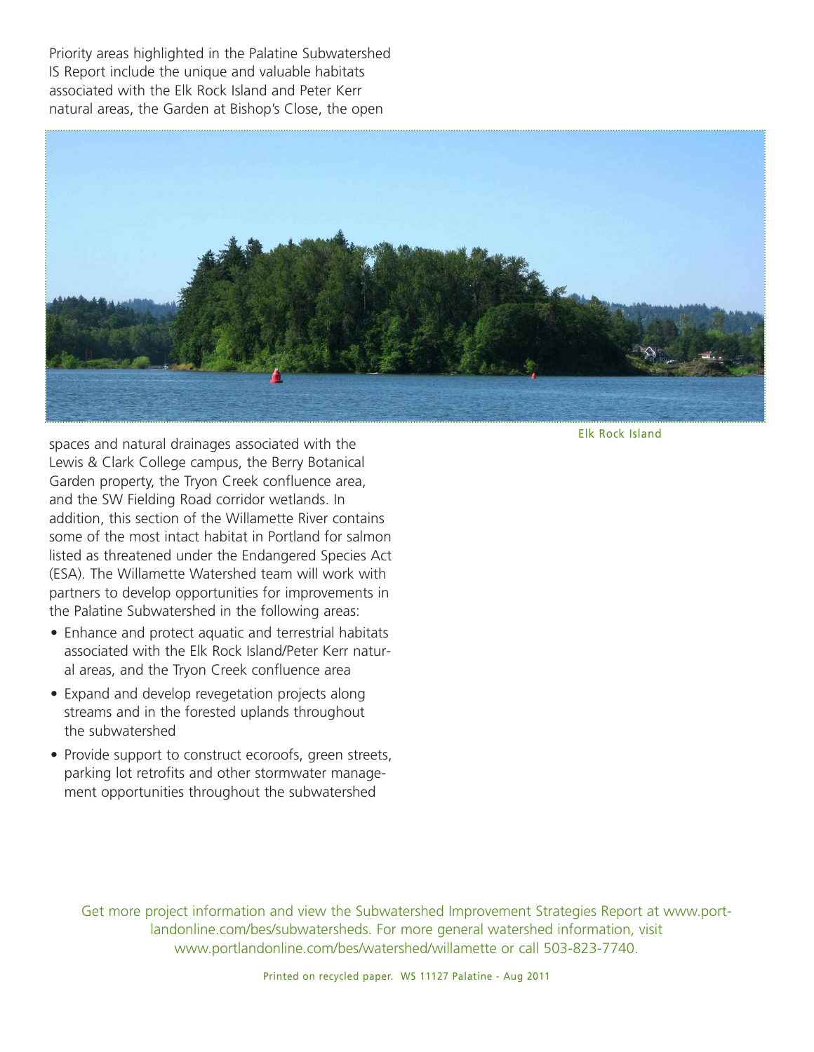Priority areas highlighted in the Palatine Subwatershed IS Report include the unique and valuable habitats associated with the Elk Rock Island and Peter Kerr natural areas, the Garden at Bishop's Close, the open spaces and natural drainages associated with the Lewis & Clark College campus, the Berry Botanical Garden property, the Tryon Creek confluence area, and the SW Fielding Road corridor wetlands. In addition, this section of the Willamette River contains some of the most intact habitat in Portland for salmon listed as threatened under the Endangered Species Act (ESA). The Willamette Watershed team will work with partners to develop opportunities for improvements in the Palatine Subwatershed in the following areas:

Elk Rock Island

- Enhance and protect aquatic and terrestrial habitats associated with the Elk Rock Island/Peter Kerr natural areas, and the Tryon Creek confluence area
- Expand and develop revegetation projects along streams and in the forested uplands throughout the subwatershed
- Provide support to construct ecoroofs, green streets, parking lot retrofits and other stormwater management opportunities throughout the subwatershed

Get more project information and view the Subwatershed Improvement Strategies Report at www.portlandonline.com/bes/subwatersheds. For more general watershed information, visit www.portlandonline.com/bes/watershed/willamette or call 503-823-7740.

Printed on recycled paper. WS 11127 Palatine - Aug 2011